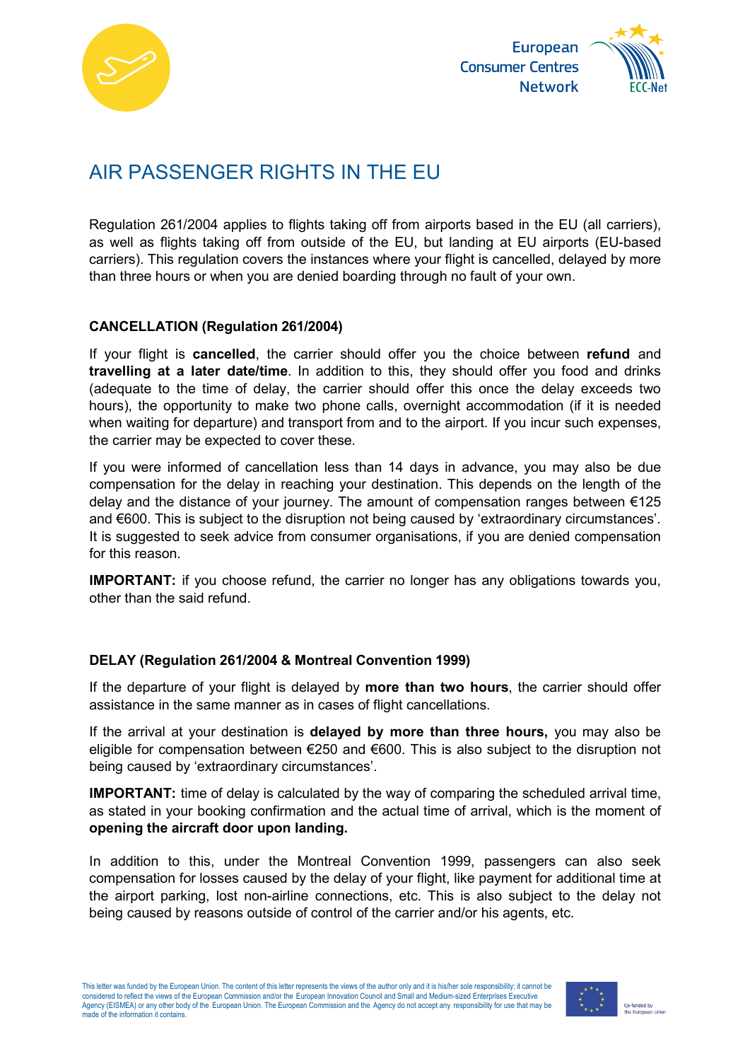# AIR PASSENGER RIGHTS IN THE EU

Regulation 261/2004 applies to flights taking off from airports based in the EU (all carriers), as well as flights taking off from outside of the EU, but landing at EU airports (EU-based carriers). This regulation covers the instances where your flight is cancelled, delayed by more than three hours or when you are denied boarding through no fault of your own.

## CANCELLATION (Regulation 261/2004)

If your flight is **cancelled**, the carrier should offer you the choice between **refund** and **travelling at a later date/time**. In addition to this, they should offer you food and drinks (adequate to the time of delay, the carrier should offer this once the delay exceeds two hours), the opportunity to make two phone calls, overnight accommodation (if it is needed when waiting for departure) and transport from and to the airport. If you incur such expenses, the carrier may be expected to cover these.

If you were informed of cancellation less than 14 days in advance, you may also be due compensation for the delay in reaching your destination. This depends on the length of the delay and the distance of your journey. The amount of compensation ranges between €125 and €600. This is subject to the disruption not being caused by 'extraordinary circumstances'. It is suggested to seek advice from consumer organisations, if you are denied compensation for this reason.

**IMPORTANT:** if you choose refund, the carrier no longer has any obligations towards you, other than the said refund.

## DELAY (Regulation 261/2004 & Montreal Convention 1999)

If the departure of your flight is delayed by **more than two hours**, the carrier should offer assistance in the same manner as in cases of flight cancellations.

If the arrival at your destination is **delayed by more than three hours,** you may also be eligible for compensation between €250 and €600. This is also subject to the disruption not being caused by 'extraordinary circumstances'.

**IMPORTANT:** time of delay is calculated by the way of comparing the scheduled arrival time, as stated in your booking confirmation and the actual time of arrival, which is the moment of **opening the aircraft door upon landing.**

In addition to this, under the Montreal Convention 1999, passengers can also seek compensation for losses caused by the delay of your flight, like payment for additional time at the airport parking, lost non-airline connections, etc. This is also subject to the delay not being caused by reasons outside of control of the carrier and/or his agents, etc.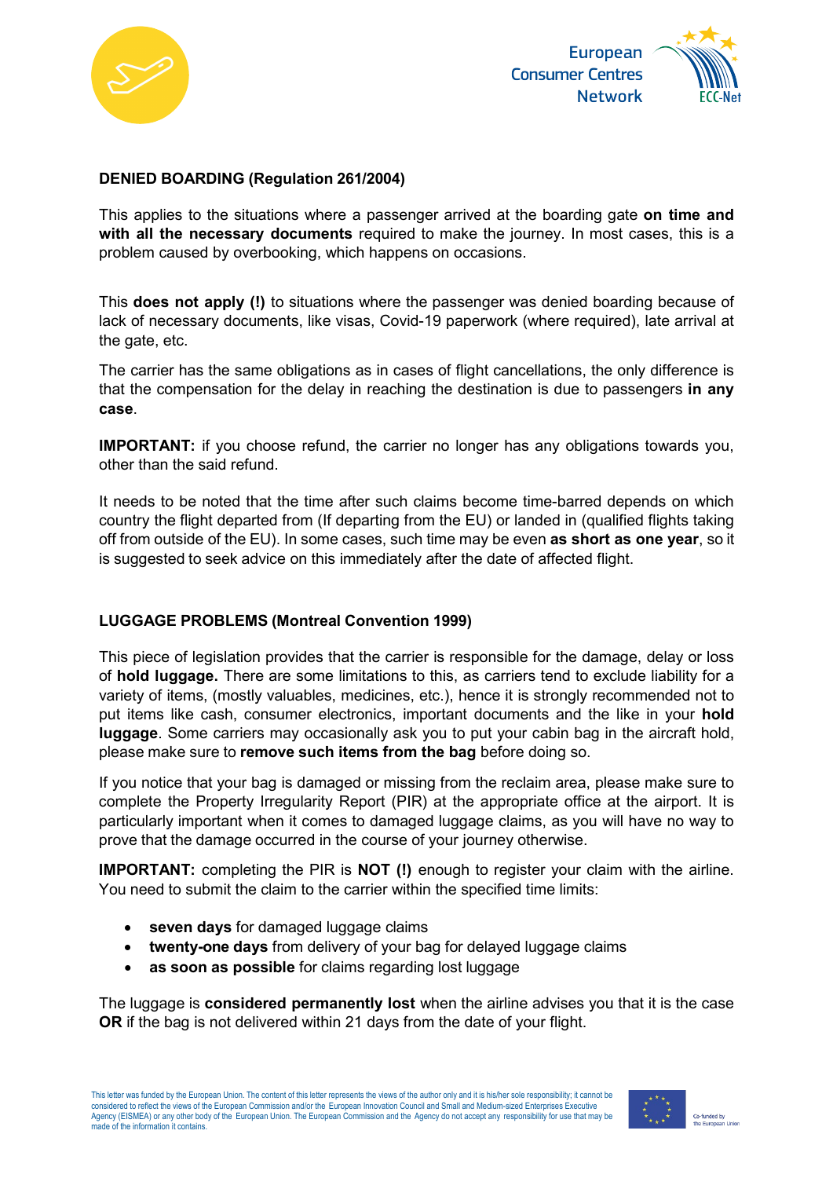**DENIED BOARDING (Regulation 261/2004)**

This applies to the situations where a passenger arrived at the boarding gate **on time and with all the necessary documents** required to make the journey. In most cases, this is a problem caused by overbooking, which happens on occasions.

This **does not apply (!)** to situations where the passenger was denied boarding because of lack of necessary documents, like visas, Covid-19 paperwork (where required), late arrival at the gate, etc.

The carrier has the same obligations as in cases of flight cancellations, the only difference is that the compensation for the delay in reaching the destination is due to passengers **in any case**.

**IMPORTANT:** if you choose refund, the carrier no longer has any obligations towards you, other than the said refund.

It needs to be noted that the time after such claims become time-barred depends on which country the flight departed from (If departing from the EU) or landed in (qualified flights taking off from outside of the EU). In some cases, such time may be even **as short as one year**, so it is suggested to seek advice on this immediately after the date of affected flight.

**LUGGAGE PROBLEMS (Montreal Convention 1999)**

This piece of legislation provides that the carrier is responsible for the damage, delay or loss of **hold luggage.** There are some limitations to this, as carriers tend to exclude liability for a variety of items, (mostly valuables, medicines, etc.), hence it is strongly recommended not to put items like cash, consumer electronics, important documents and the like in your **hold luggage**. Some carriers may occasionally ask you to put your cabin bag in the aircraft hold, please make sure to **remove such items from the bag** before doing so.

If you notice that your bag is damaged or missing from the reclaim area, please make sure to complete the Property Irregularity Report (PIR) at the appropriate office at the airport. It is particularly important when it comes to damaged luggage claims, as you will have no way to prove that the damage occurred in the course of your journey otherwise.

**IMPORTANT:** completing the PIR is **NOT (!)** enough to register your claim with the airline. You need to submit the claim to the carrier within the specified time limits:

- **seven days** for damaged luggage claims
- **twenty-one days** from delivery of your bag for delayed luggage claims
- **as soon as possible** for claims regarding lost luggage

The luggage is **considered permanently lost** when the airline advises you that it is the case **OR** if the bag is not delivered within 21 days from the date of your flight.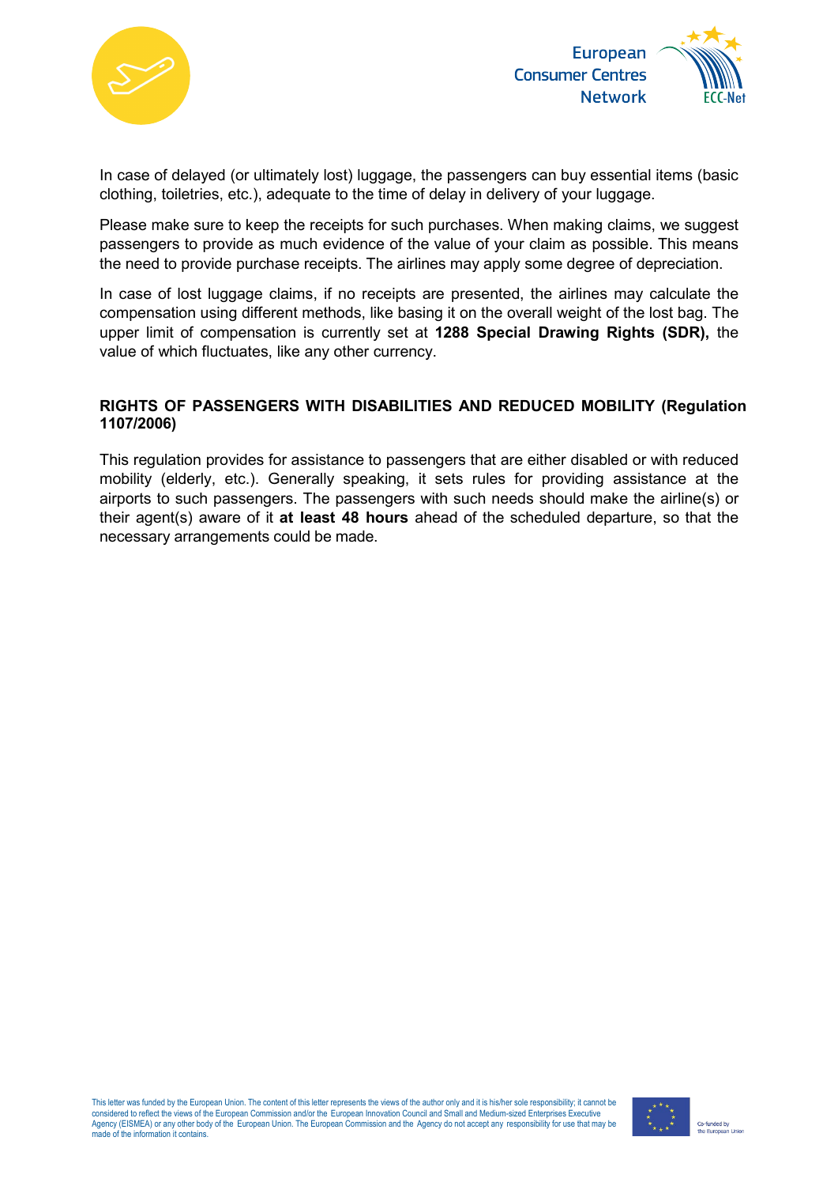In case of delayed (or ultimately lost) luggage, the passengers can buy essential items (basic clothing, toiletries, etc.), adequate to the time of delay in delivery of your luggage.

Please make sure to keep the receipts for such purchases. When making claims, we suggest passengers to provide as much evidence of the value of your claim as possible. This means the need to provide purchase receipts. The airlines may apply some degree of depreciation.

In case of lost luggage claims, if no receipts are presented, the airlines may calculate the compensation using different methods, like basing it on the overall weight of the lost bag. The upper limit of compensation is currently set at **1288 Special Drawing Rights (SDR),** the value of which fluctuates, like any other currency.

## RIGHTS OF PASSENGERS WITH DISABILITIES AND REDUCED MOBILITY (Regulation 1107/2006)

This regulation provides for assistance to passengers that are either disabled or with reduced mobility (elderly, etc.). Generally speaking, it sets rules for providing assistance at the airports to such passengers. The passengers with such needs should make the airline(s) or their agent(s) aware of it **at least 48 hours** ahead of the scheduled departure, so that the necessary arrangements could be made.

This letter was funded by the European Union. The content of this letter represents the views of the author only and it is his/her sole responsibility; it cannot be considered to reflect the views of the European Commission and/or the European Innovation Council and Small and Medium-sized Enterprises Executive Agency (EISMEA) or any other body of the European Union. The European Commission and the Agency do not accept any responsibility for use that may be made of the information it contains.